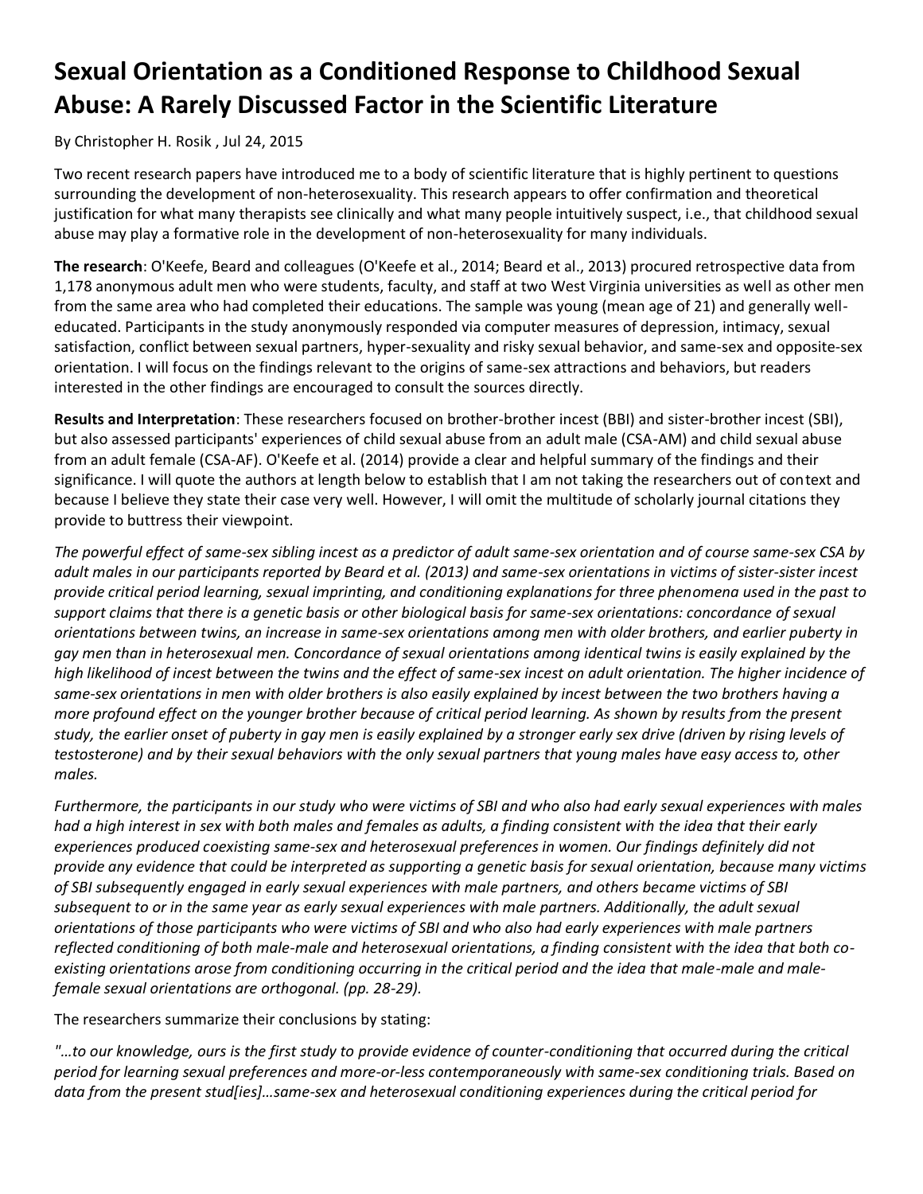# Sexual Orientation as a Conditioned Response to Childhood Sexual Abuse: A Rarely Discussed Factor in the Scientific Literature

By Christopher H. Rosik , Jul 24, 2015

Two recent research papers have introduced me to a body of scientific literature that is highly pertinent to questions surrounding the development of non-heterosexuality. This research appears to offer confirmation and theoretical justification for what many therapists see clinically and what many people intuitively suspect, i.e., that childhood sexual abuse may play a formative role in the development of non-heterosexuality for many individuals.

**The research**: O'Keefe, Beard and colleagues (O'Keefe et al., 2014; Beard et al., 2013) procured retrospective data from 1,178 anonymous adult men who were students, faculty, and staff at two West Virginia universities as well as other men from the same area who had completed their educations. The sample was young (mean age of 21) and generally well-educated. Participants in the study anonymously responded via computer measures of depression, intimacy, sexual satisfaction, conflict between sexual partners, hyper-sexuality and risky sexual behavior, and same-sex and opposite-sex orientation. I will focus on the findings relevant to the origins of same-sex attractions and behaviors, but readers interested in the other findings are encouraged to consult the sources directly.

**Results and Interpretation**: These researchers focused on brother-brother incest (BBI) and sister-brother incest (SBI), but also assessed participants' experiences of child sexual abuse from an adult male (CSA-AM) and child sexual abuse from an adult female (CSA-AF). O'Keefe et al. (2014) provide a clear and helpful summary of the findings and their significance. I will quote the authors at length below to establish that I am not taking the researchers out of context and because I believe they state their case very well. However, I will omit the multitude of scholarly journal citations they provide to buttress their viewpoint.

*The powerful effect of same-sex sibling incest as a predictor of adult same-sex orientation and of course same-sex CSA by adult males in our participants reported by Beard et al. (2013) and same-sex orientations in victims of sister-sister incest provide critical period learning, sexual imprinting, and conditioning explanations for three phenomena used in the past to support claims that there is a genetic basis or other biological basis for same-sex orientations: concordance of sexual orientations between twins, an increase in same-sex orientations among men with older brothers, and earlier puberty in gay men than in heterosexual men. Concordance of sexual orientations among identical twins is easily explained by the high likelihood of incest between the twins and the effect of same-sex incest on adult orientation. The higher incidence of same-sex orientations in men with older brothers is also easily explained by incest between the two brothers having a more profound effect on the younger brother because of critical period learning. As shown by results from the present study, the earlier onset of puberty in gay men is easily explained by a stronger early sex drive (driven by rising levels of testosterone) and by their sexual behaviors with the only sexual partners that young males have easy access to, other males.*

*Furthermore, the participants in our study who were victims of SBI and who also had early sexual experiences with males had a high interest in sex with both males and females as adults, a finding consistent with the idea that their early experiences produced coexisting same-sex and heterosexual preferences in women. Our findings definitely did not provide any evidence that could be interpreted as supporting a genetic basis for sexual orientation, because many victims of SBI subsequently engaged in early sexual experiences with male partners, and others became victims of SBI subsequent to or in the same year as early sexual experiences with male partners. Additionally, the adult sexual orientations of those participants who were victims of SBI and who also had early experiences with male partners reflected conditioning of both male-male and heterosexual orientations, a finding consistent with the idea that both co-existing orientations arose from conditioning occurring in the critical period and the idea that male-male and male-female sexual orientations are orthogonal. (pp. 28-29).*

The researchers summarize their conclusions by stating:

*"…to our knowledge, ours is the first study to provide evidence of counter-conditioning that occurred during the critical period for learning sexual preferences and more-or-less contemporaneously with same-sex conditioning trials. Based on data from the present stud[ies]…same-sex and heterosexual conditioning experiences during the critical period for*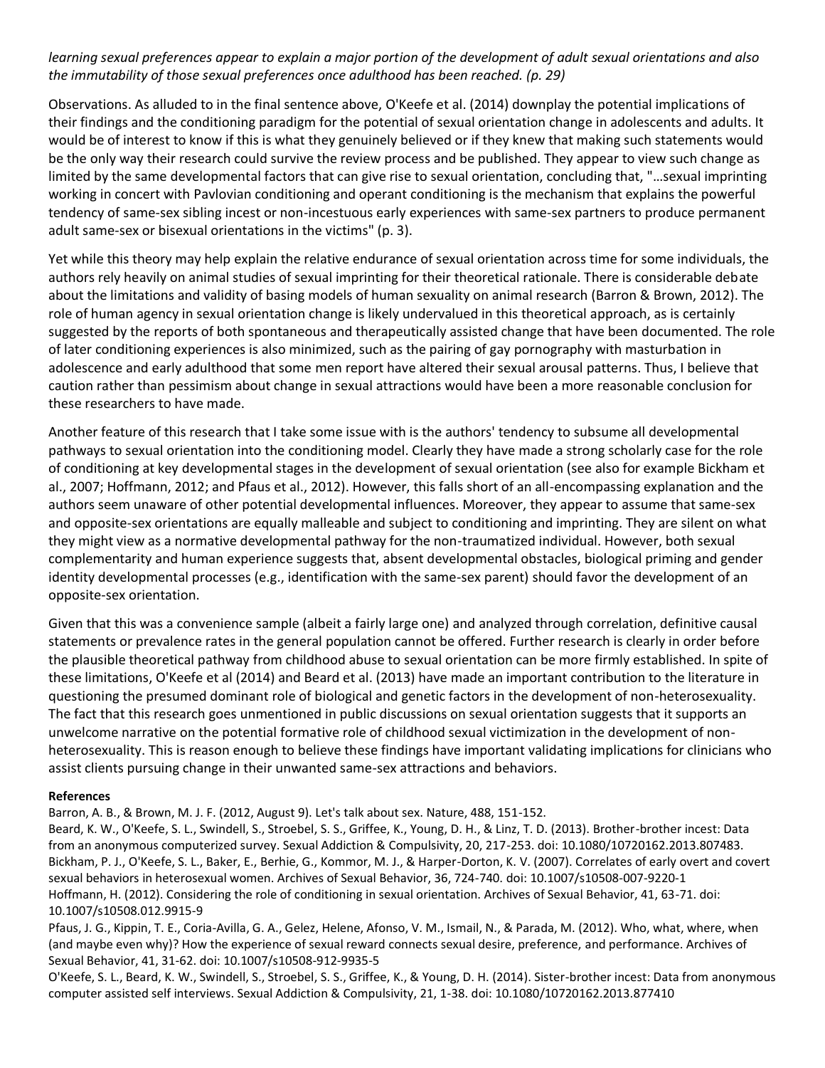*learning sexual preferences appear to explain a major portion of the development of adult sexual orientations and also the immutability of those sexual preferences once adulthood has been reached. (p. 29)*

Observations. As alluded to in the final sentence above, O'Keefe et al. (2014) downplay the potential implications of their findings and the conditioning paradigm for the potential of sexual orientation change in adolescents and adults. It would be of interest to know if this is what they genuinely believed or if they knew that making such statements would be the only way their research could survive the review process and be published. They appear to view such change as limited by the same developmental factors that can give rise to sexual orientation, concluding that, "…sexual imprinting working in concert with Pavlovian conditioning and operant conditioning is the mechanism that explains the powerful tendency of same-sex sibling incest or non-incestuous early experiences with same-sex partners to produce permanent adult same-sex or bisexual orientations in the victims" (p. 3).

Yet while this theory may help explain the relative endurance of sexual orientation across time for some individuals, the authors rely heavily on animal studies of sexual imprinting for their theoretical rationale. There is considerable debate about the limitations and validity of basing models of human sexuality on animal research (Barron & Brown, 2012). The role of human agency in sexual orientation change is likely undervalued in this theoretical approach, as is certainly suggested by the reports of both spontaneous and therapeutically assisted change that have been documented. The role of later conditioning experiences is also minimized, such as the pairing of gay pornography with masturbation in adolescence and early adulthood that some men report have altered their sexual arousal patterns. Thus, I believe that caution rather than pessimism about change in sexual attractions would have been a more reasonable conclusion for these researchers to have made.

Another feature of this research that I take some issue with is the authors' tendency to subsume all developmental pathways to sexual orientation into the conditioning model. Clearly they have made a strong scholarly case for the role of conditioning at key developmental stages in the development of sexual orientation (see also for example Bickham et al., 2007; Hoffmann, 2012; and Pfaus et al., 2012). However, this falls short of an all-encompassing explanation and the authors seem unaware of other potential developmental influences. Moreover, they appear to assume that same-sex and opposite-sex orientations are equally malleable and subject to conditioning and imprinting. They are silent on what they might view as a normative developmental pathway for the non-traumatized individual. However, both sexual complementarity and human experience suggests that, absent developmental obstacles, biological priming and gender identity developmental processes (e.g., identification with the same-sex parent) should favor the development of an opposite-sex orientation.

Given that this was a convenience sample (albeit a fairly large one) and analyzed through correlation, definitive causal statements or prevalence rates in the general population cannot be offered. Further research is clearly in order before the plausible theoretical pathway from childhood abuse to sexual orientation can be more firmly established. In spite of these limitations, O'Keefe et al (2014) and Beard et al. (2013) have made an important contribution to the literature in questioning the presumed dominant role of biological and genetic factors in the development of non-heterosexuality. The fact that this research goes unmentioned in public discussions on sexual orientation suggests that it supports an unwelcome narrative on the potential formative role of childhood sexual victimization in the development of non-heterosexuality. This is reason enough to believe these findings have important validating implications for clinicians who assist clients pursuing change in their unwanted same-sex attractions and behaviors.

**References**

Barron, A. B., & Brown, M. J. F. (2012, August 9). Let's talk about sex. Nature, 488, 151-152.

Beard, K. W., O'Keefe, S. L., Swindell, S., Stroebel, S. S., Griffee, K., Young, D. H., & Linz, T. D. (2013). Brother-brother incest: Data from an anonymous computerized survey. Sexual Addiction & Compulsivity, 20, 217-253. doi: 10.1080/10720162.2013.807483.

Bickham, P. J., O'Keefe, S. L., Baker, E., Berhie, G., Kommor, M. J., & Harper-Dorton, K. V. (2007). Correlates of early overt and covert sexual behaviors in heterosexual women. Archives of Sexual Behavior, 36, 724-740. doi: 10.1007/s10508-007-9220-1

Hoffmann, H. (2012). Considering the role of conditioning in sexual orientation. Archives of Sexual Behavior, 41, 63-71. doi: 10.1007/s10508.012.9915-9

Pfaus, J. G., Kippin, T. E., Coria-Avilla, G. A., Gelez, Helene, Afonso, V. M., Ismail, N., & Parada, M. (2012). Who, what, where, when (and maybe even why)? How the experience of sexual reward connects sexual desire, preference, and performance. Archives of Sexual Behavior, 41, 31-62. doi: 10.1007/s10508-912-9935-5

O'Keefe, S. L., Beard, K. W., Swindell, S., Stroebel, S. S., Griffee, K., & Young, D. H. (2014). Sister-brother incest: Data from anonymous computer assisted self interviews. Sexual Addiction & Compulsivity, 21, 1-38. doi: 10.1080/10720162.2013.877410